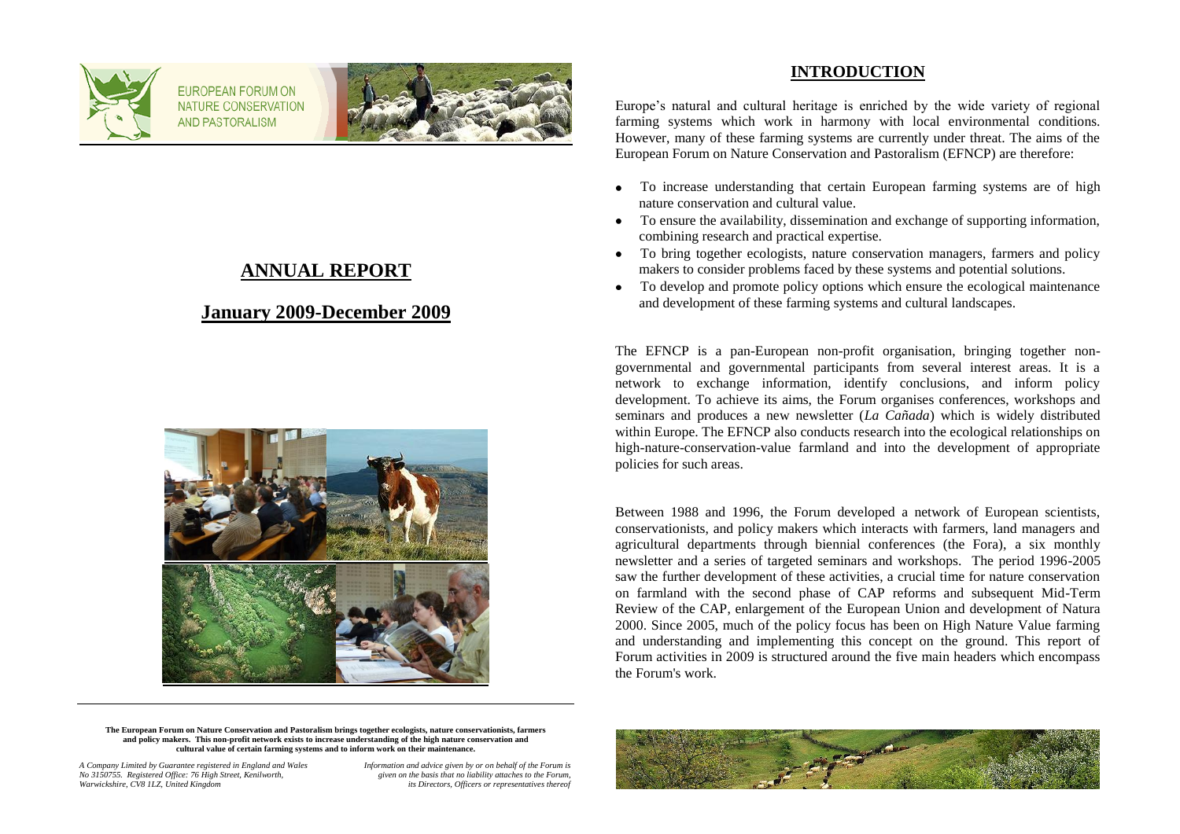EUROPEAN FORUM ON NATURE CONSERVATION AND PASTORALISM

# ANNUAL REPORT

## January 2009-December 2009

**The European Forum on Nature Conservation and Pastoralism brings together ecologists, nature conservationists, farmers and policy makers. This non-profit network exists to increase understanding of the high nature conservation and cultural value of certain farming systems and to inform work on their maintenance.**

*A Company Limited by Guarantee registered in England and Wales No 3150755. Registered Office: 76 High Street, Kenilworth, Warwickshire, CV8 1LZ, United Kingdom*

*Information and advice given by or on behalf of the Forum is given on the basis that no liability attaches to the Forum, its Directors, Officers or representatives thereof*

## INTRODUCTION

Europe's natural and cultural heritage is enriched by the wide variety of regional farming systems which work in harmony with local environmental conditions. However, many of these farming systems are currently under threat. The aims of the European Forum on Nature Conservation and Pastoralism (EFNCP) are therefore:

- To increase understanding that certain European farming systems are of high nature conservation and cultural value.
- To ensure the availability, dissemination and exchange of supporting information, combining research and practical expertise.
- To bring together ecologists, nature conservation managers, farmers and policy makers to consider problems faced by these systems and potential solutions.
- To develop and promote policy options which ensure the ecological maintenance and development of these farming systems and cultural landscapes.

The EFNCP is a pan-European non-profit organisation, bringing together non-governmental and governmental participants from several interest areas. It is a network to exchange information, identify conclusions, and inform policy development. To achieve its aims, the Forum organises conferences, workshops and seminars and produces a new newsletter (*La Cañada*) which is widely distributed within Europe. The EFNCP also conducts research into the ecological relationships on high-nature-conservation-value farmland and into the development of appropriate policies for such areas.

Between 1988 and 1996, the Forum developed a network of European scientists, conservationists, and policy makers which interacts with farmers, land managers and agricultural departments through biennial conferences (the Fora), a six monthly newsletter and a series of targeted seminars and workshops. The period 1996-2005 saw the further development of these activities, a crucial time for nature conservation on farmland with the second phase of CAP reforms and subsequent Mid-Term Review of the CAP, enlargement of the European Union and development of Natura 2000. Since 2005, much of the policy focus has been on High Nature Value farming and understanding and implementing this concept on the ground. This report of Forum activities in 2009 is structured around the five main headers which encompass the Forum's work.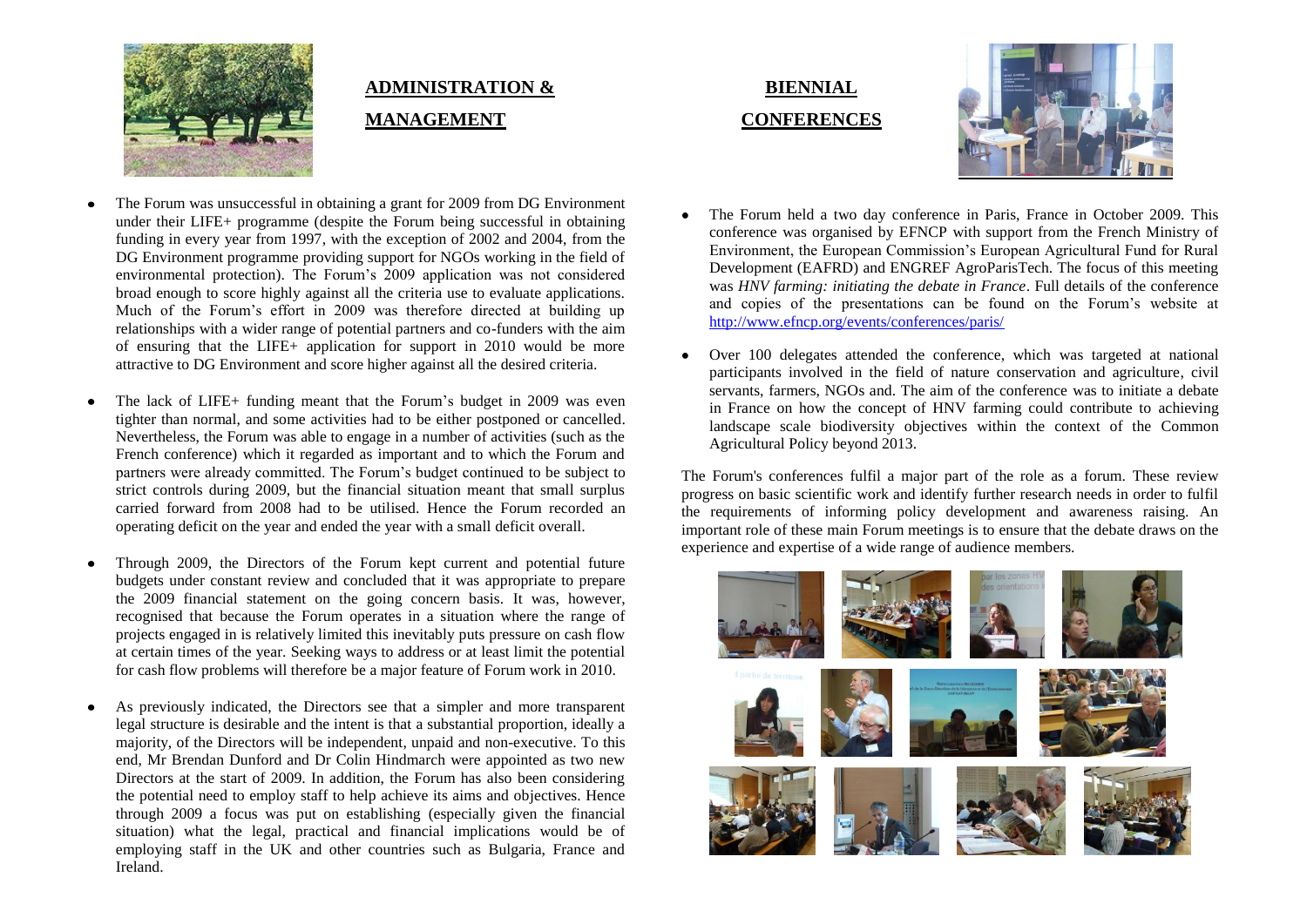## ADMINISTRATION & MANAGEMENT

- The Forum was unsuccessful in obtaining a grant for 2009 from DG Environment under their LIFE+ programme (despite the Forum being successful in obtaining funding in every year from 1997, with the exception of 2002 and 2004, from the DG Environment programme providing support for NGOs working in the field of environmental protection). The Forum's 2009 application was not considered broad enough to score highly against all the criteria use to evaluate applications. Much of the Forum's effort in 2009 was therefore directed at building up relationships with a wider range of potential partners and co-funders with the aim of ensuring that the LIFE+ application for support in 2010 would be more attractive to DG Environment and score higher against all the desired criteria.

- The lack of LIFE+ funding meant that the Forum's budget in 2009 was even tighter than normal, and some activities had to be either postponed or cancelled. Nevertheless, the Forum was able to engage in a number of activities (such as the French conference) which it regarded as important and to which the Forum and partners were already committed. The Forum's budget continued to be subject to strict controls during 2009, but the financial situation meant that small surplus carried forward from 2008 had to be utilised. Hence the Forum recorded an operating deficit on the year and ended the year with a small deficit overall.

- Through 2009, the Directors of the Forum kept current and potential future budgets under constant review and concluded that it was appropriate to prepare the 2009 financial statement on the going concern basis. It was, however, recognised that because the Forum operates in a situation where the range of projects engaged in is relatively limited this inevitably puts pressure on cash flow at certain times of the year. Seeking ways to address or at least limit the potential for cash flow problems will therefore be a major feature of Forum work in 2010.

- As previously indicated, the Directors see that a simpler and more transparent legal structure is desirable and the intent is that a substantial proportion, ideally a majority, of the Directors will be independent, unpaid and non-executive. To this end, Mr Brendan Dunford and Dr Colin Hindmarch were appointed as two new Directors at the start of 2009. In addition, the Forum has also been considering the potential need to employ staff to help achieve its aims and objectives. Hence through 2009 a focus was put on establishing (especially given the financial situation) what the legal, practical and financial implications would be of employing staff in the UK and other countries such as Bulgaria, France and Ireland.

## BIENNIAL CONFERENCES

- The Forum held a two day conference in Paris, France in October 2009. This conference was organised by EFNCP with support from the French Ministry of Environment, the European Commission's European Agricultural Fund for Rural Development (EAFRD) and ENGREF AgroParisTech. The focus of this meeting was *HNV farming: initiating the debate in France*. Full details of the conference and copies of the presentations can be found on the Forum's website at http://www.efncp.org/events/conferences/paris/

- Over 100 delegates attended the conference, which was targeted at national participants involved in the field of nature conservation and agriculture, civil servants, farmers, NGOs and. The aim of the conference was to initiate a debate in France on how the concept of HNV farming could contribute to achieving landscape scale biodiversity objectives within the context of the Common Agricultural Policy beyond 2013.

The Forum's conferences fulfil a major part of the role as a forum. These review progress on basic scientific work and identify further research needs in order to fulfil the requirements of informing policy development and awareness raising. An important role of these main Forum meetings is to ensure that the debate draws on the experience and expertise of a wide range of audience members.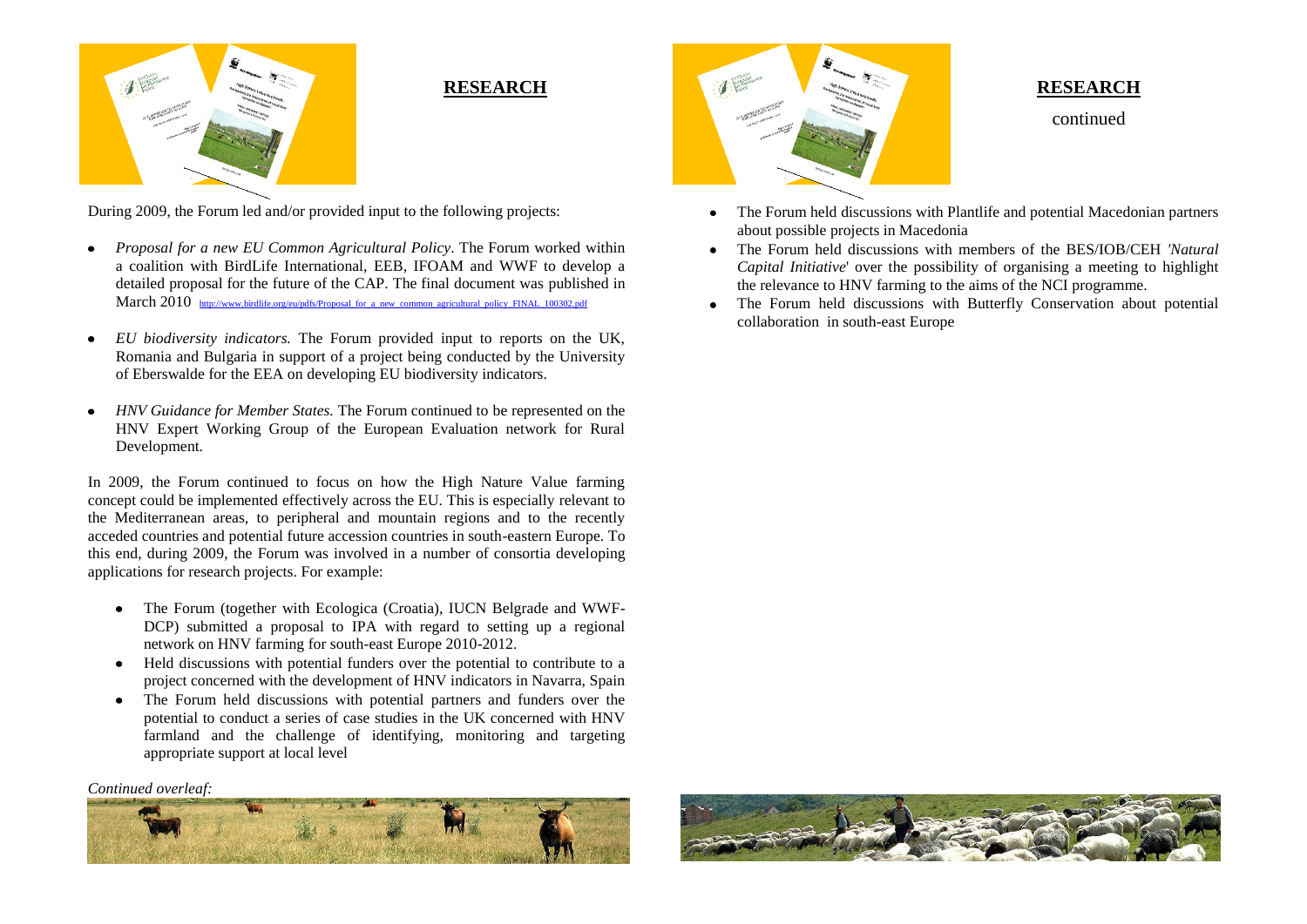## RESEARCH

During 2009, the Forum led and/or provided input to the following projects:

- *Proposal for a new EU Common Agricultural Policy*. The Forum worked within a coalition with BirdLife International, EEB, IFOAM and WWF to develop a detailed proposal for the future of the CAP. The final document was published in March 2010 http://www.birdlife.org/eu/pdfs/Proposal_for_a_new_common_agricultural_policy_FINAL_100302.pdf
- *EU biodiversity indicators.* The Forum provided input to reports on the UK, Romania and Bulgaria in support of a project being conducted by the University of Eberswalde for the EEA on developing EU biodiversity indicators.
- *HNV Guidance for Member States.* The Forum continued to be represented on the HNV Expert Working Group of the European Evaluation network for Rural Development.

In 2009, the Forum continued to focus on how the High Nature Value farming concept could be implemented effectively across the EU. This is especially relevant to the Mediterranean areas, to peripheral and mountain regions and to the recently acceded countries and potential future accession countries in south-eastern Europe. To this end, during 2009, the Forum was involved in a number of consortia developing applications for research projects. For example:

- The Forum (together with Ecologica (Croatia), IUCN Belgrade and WWF-DCP) submitted a proposal to IPA with regard to setting up a regional network on HNV farming for south-east Europe 2010-2012.
- Held discussions with potential funders over the potential to contribute to a project concerned with the development of HNV indicators in Navarra, Spain
- The Forum held discussions with potential partners and funders over the potential to conduct a series of case studies in the UK concerned with HNV farmland and the challenge of identifying, monitoring and targeting appropriate support at local level

*Continued overleaf:*

## RESEARCH

continued

- The Forum held discussions with Plantlife and potential Macedonian partners about possible projects in Macedonia
- The Forum held discussions with members of the BES/IOB/CEH *'Natural Capital Initiative*' over the possibility of organising a meeting to highlight the relevance to HNV farming to the aims of the NCI programme.
- The Forum held discussions with Butterfly Conservation about potential collaboration in south-east Europe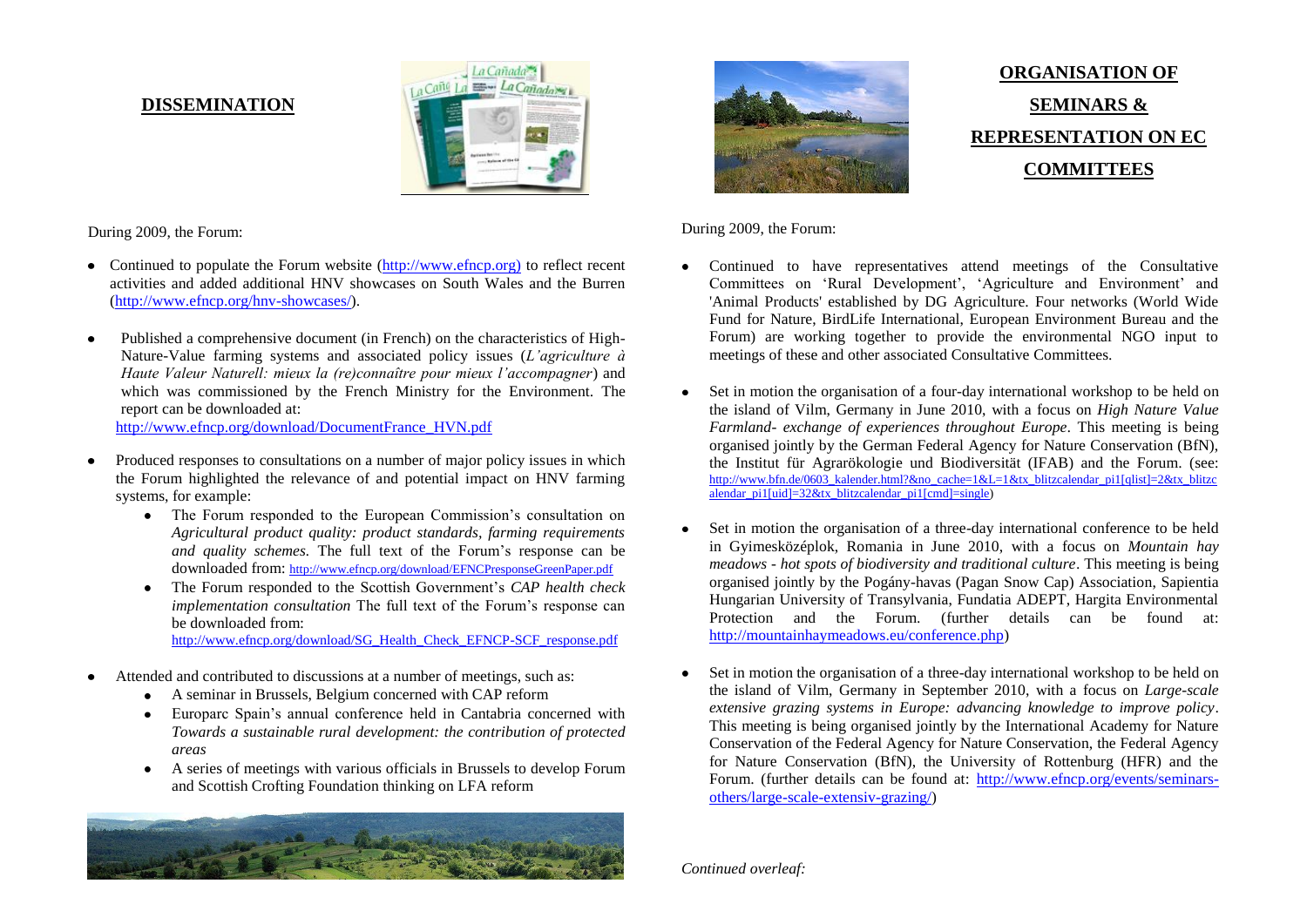## DISSEMINATION

During 2009, the Forum:

- Continued to populate the Forum website (http://www.efncp.org) to reflect recent activities and added additional HNV showcases on South Wales and the Burren (http://www.efncp.org/hnv-showcases/).
- Published a comprehensive document (in French) on the characteristics of High-Nature-Value farming systems and associated policy issues (*L'agriculture à Haute Valeur Naturell: mieux la (re)connaître pour mieux l'accompagner*) and which was commissioned by the French Ministry for the Environment. The report can be downloaded at: http://www.efncp.org/download/DocumentFrance_HVN.pdf
- Produced responses to consultations on a number of major policy issues in which the Forum highlighted the relevance of and potential impact on HNV farming systems, for example:
  - The Forum responded to the European Commission's consultation on *Agricultural product quality: product standards, farming requirements and quality schemes.* The full text of the Forum's response can be downloaded from: http://www.efncp.org/download/EFNCPresponseGreenPaper.pdf
  - The Forum responded to the Scottish Government's *CAP health check implementation consultation* The full text of the Forum's response can be downloaded from: http://www.efncp.org/download/SG_Health_Check_EFNCP-SCF_response.pdf
- Attended and contributed to discussions at a number of meetings, such as:
  - A seminar in Brussels, Belgium concerned with CAP reform
  - Europarc Spain's annual conference held in Cantabria concerned with *Towards a sustainable rural development: the contribution of protected areas*
  - A series of meetings with various officials in Brussels to develop Forum and Scottish Crofting Foundation thinking on LFA reform

## ORGANISATION OF SEMINARS & REPRESENTATION ON EC COMMITTEES

During 2009, the Forum:

- Continued to have representatives attend meetings of the Consultative Committees on 'Rural Development', 'Agriculture and Environment' and 'Animal Products' established by DG Agriculture. Four networks (World Wide Fund for Nature, BirdLife International, European Environment Bureau and the Forum) are working together to provide the environmental NGO input to meetings of these and other associated Consultative Committees.
- Set in motion the organisation of a four-day international workshop to be held on the island of Vilm, Germany in June 2010, with a focus on *High Nature Value Farmland- exchange of experiences throughout Europe*. This meeting is being organised jointly by the German Federal Agency for Nature Conservation (BfN), the Institut für Agrarökologie und Biodiversität (IFAB) and the Forum. (see: http://www.bfn.de/0603_kalender.html?&no_cache=1&L=1&tx_blitzcalendar_pi1[qlist]=2&tx_blitzcalendar_pi1[uid]=32&tx_blitzcalendar_pi1[cmd]=single)
- Set in motion the organisation of a three-day international conference to be held in Gyimesközéplok, Romania in June 2010, with a focus on *Mountain hay meadows - hot spots of biodiversity and traditional culture*. This meeting is being organised jointly by the Pogány-havas (Pagan Snow Cap) Association, Sapientia Hungarian University of Transylvania, Fundatia ADEPT, Hargita Environmental Protection and the Forum. (further details can be found at: http://mountainhaymeadows.eu/conference.php)
- Set in motion the organisation of a three-day international workshop to be held on the island of Vilm, Germany in September 2010, with a focus on *Large-scale extensive grazing systems in Europe: advancing knowledge to improve policy*. This meeting is being organised jointly by the International Academy for Nature Conservation of the Federal Agency for Nature Conservation, the Federal Agency for Nature Conservation (BfN), the University of Rottenburg (HFR) and the Forum. (further details can be found at: http://www.efncp.org/events/seminars-others/large-scale-extensiv-grazing/)

*Continued overleaf:*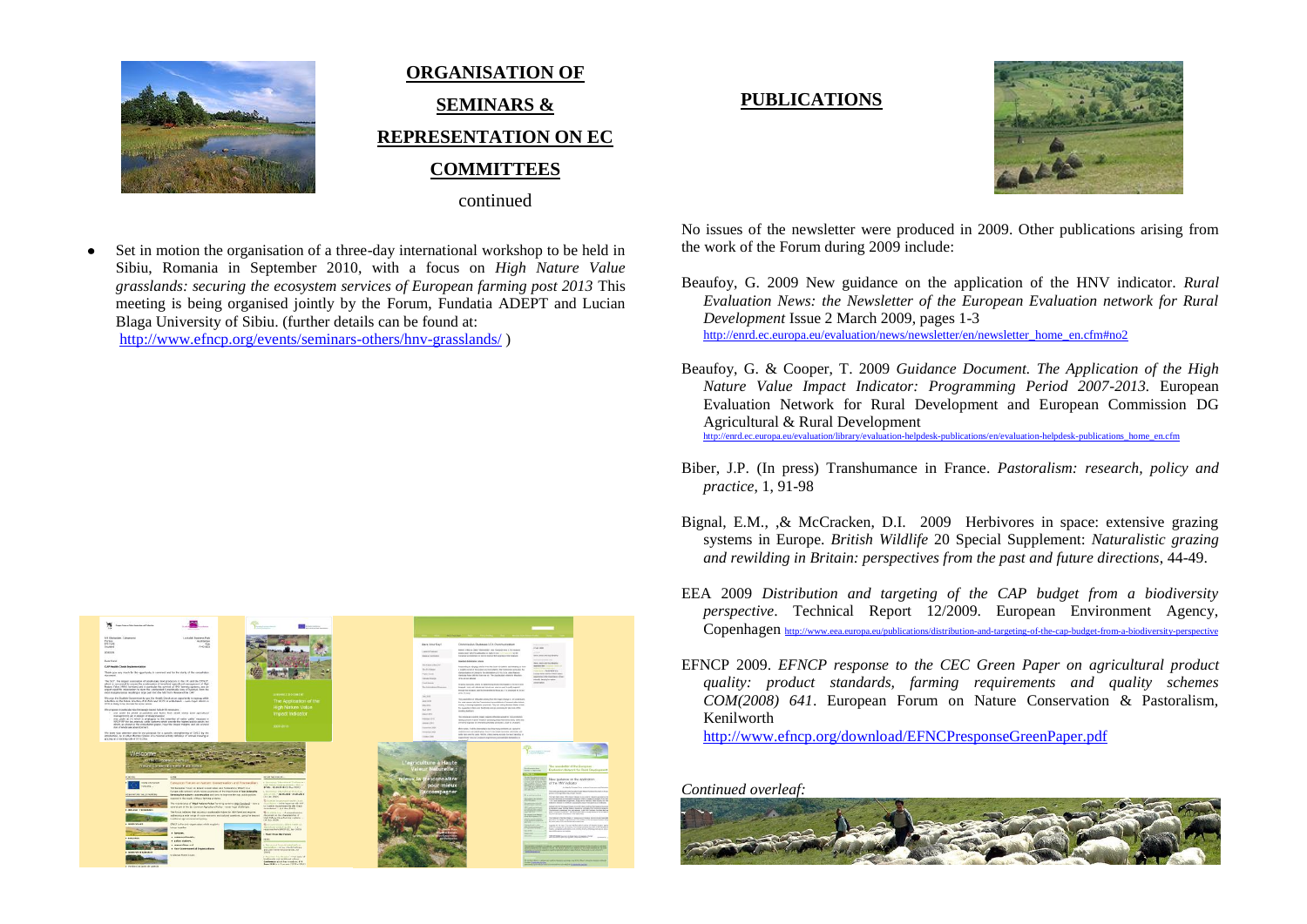## ORGANISATION OF SEMINARS & REPRESENTATION ON EC COMMITTEES

continued

- Set in motion the organisation of a three-day international workshop to be held in Sibiu, Romania in September 2010, with a focus on *High Nature Value grasslands: securing the ecosystem services of European farming post 2013* This meeting is being organised jointly by the Forum, Fundatia ADEPT and Lucian Blaga University of Sibiu. (further details can be found at: http://www.efncp.org/events/seminars-others/hnv-grasslands/ )

## PUBLICATIONS

No issues of the newsletter were produced in 2009. Other publications arising from the work of the Forum during 2009 include:

Beaufoy, G. 2009 New guidance on the application of the HNV indicator. *Rural Evaluation News: the Newsletter of the European Evaluation network for Rural Development* Issue 2 March 2009, pages 1-3 http://enrd.ec.europa.eu/evaluation/news/newsletter/en/newsletter_home_en.cfm#no2

Beaufoy, G. & Cooper, T. 2009 *Guidance Document. The Application of the High Nature Value Impact Indicator: Programming Period 2007-2013*. European Evaluation Network for Rural Development and European Commission DG Agricultural & Rural Development http://enrd.ec.europa.eu/evaluation/library/evaluation-helpdesk-publications/en/evaluation-helpdesk-publications_home_en.cfm

Biber, J.P. (In press) Transhumance in France. *Pastoralism: research, policy and practice*, 1, 91-98

Bignal, E.M., ,& McCracken, D.I. 2009 Herbivores in space: extensive grazing systems in Europe. *British Wildlife* 20 Special Supplement: *Naturalistic grazing and rewilding in Britain: perspectives from the past and future directions*, 44-49.

EEA 2009 *Distribution and targeting of the CAP budget from a biodiversity perspective*. Technical Report 12/2009. European Environment Agency, Copenhagen http://www.eea.europa.eu/publications/distribution-and-targeting-of-the-cap-budget-from-a-biodiversity-perspective

EFNCP 2009. *EFNCP response to the CEC Green Paper on agricultural product quality: product standards, farming requirements and quality schemes COM(2008) 641*. European Forum on Nature Conservation & Pastoralism, Kenilworth http://www.efncp.org/download/EFNCPresponseGreenPaper.pdf

*Continued overleaf:*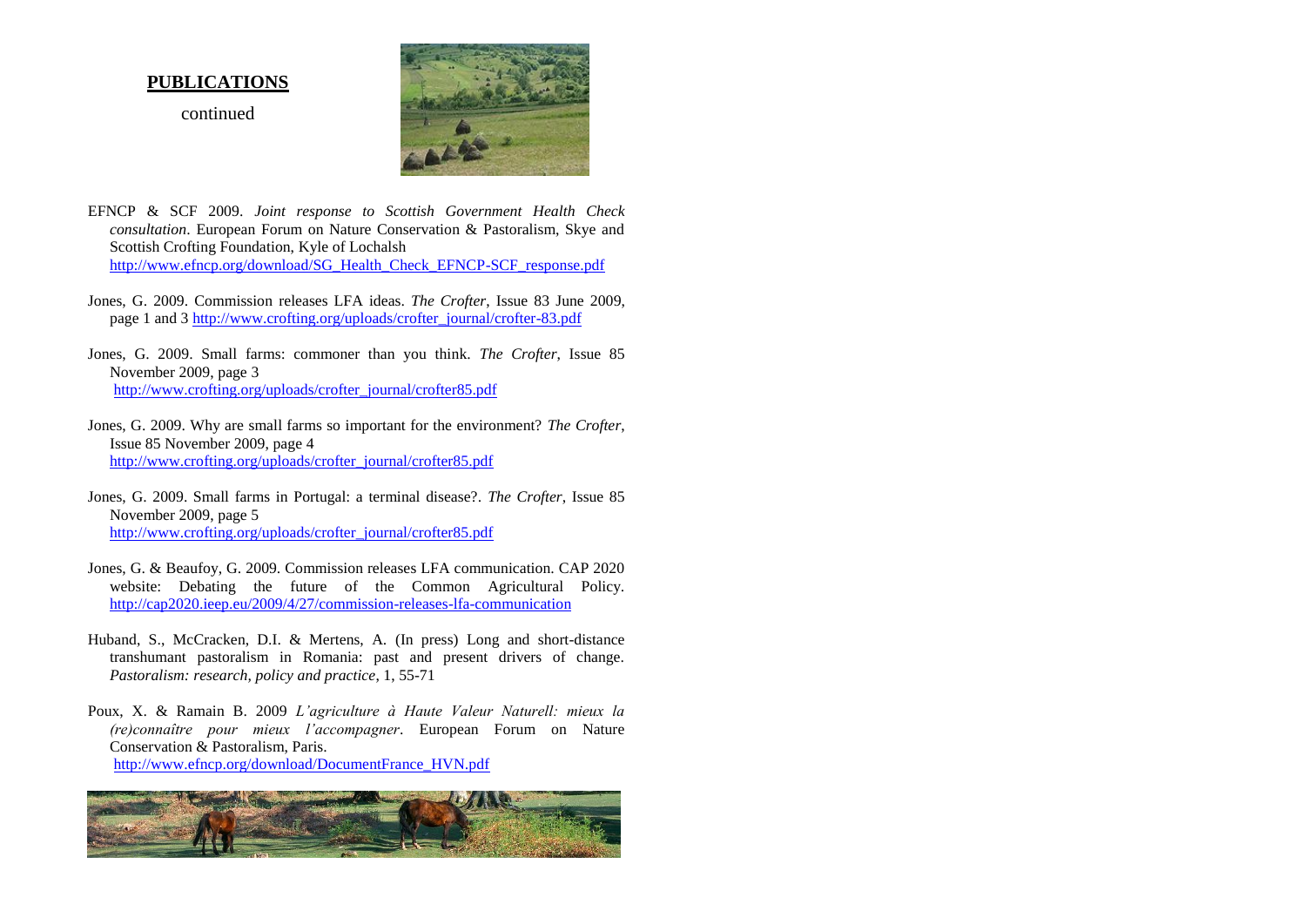## PUBLICATIONS

continued

EFNCP & SCF 2009. *Joint response to Scottish Government Health Check consultation*. European Forum on Nature Conservation & Pastoralism, Skye and Scottish Crofting Foundation, Kyle of Lochalsh http://www.efncp.org/download/SG_Health_Check_EFNCP-SCF_response.pdf

Jones, G. 2009. Commission releases LFA ideas. *The Crofter*, Issue 83 June 2009, page 1 and 3 http://www.crofting.org/uploads/crofter_journal/crofter-83.pdf

Jones, G. 2009. Small farms: commoner than you think. *The Crofter*, Issue 85 November 2009, page 3 http://www.crofting.org/uploads/crofter_journal/crofter85.pdf

Jones, G. 2009. Why are small farms so important for the environment? *The Crofter*, Issue 85 November 2009, page 4 http://www.crofting.org/uploads/crofter_journal/crofter85.pdf

Jones, G. 2009. Small farms in Portugal: a terminal disease?. *The Crofter*, Issue 85 November 2009, page 5 http://www.crofting.org/uploads/crofter_journal/crofter85.pdf

Jones, G. & Beaufoy, G. 2009. Commission releases LFA communication. CAP 2020 website: Debating the future of the Common Agricultural Policy. http://cap2020.ieep.eu/2009/4/27/commission-releases-lfa-communication

Huband, S., McCracken, D.I. & Mertens, A. (In press) Long and short-distance transhumant pastoralism in Romania: past and present drivers of change. *Pastoralism: research, policy and practice*, 1, 55-71

Poux, X. & Ramain B. 2009 *L'agriculture à Haute Valeur Naturell: mieux la (re)connaître pour mieux l'accompagner*. European Forum on Nature Conservation & Pastoralism, Paris. http://www.efncp.org/download/DocumentFrance_HVN.pdf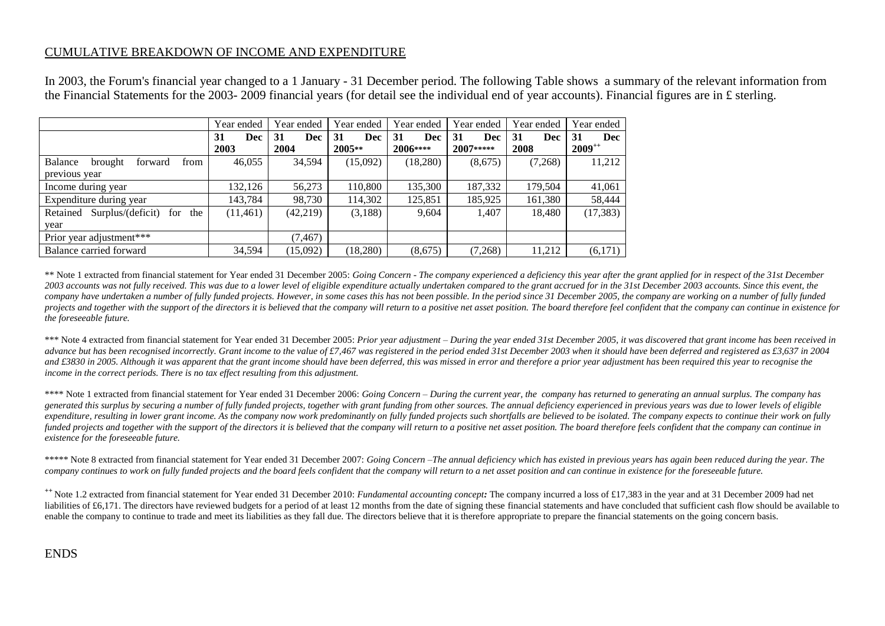## CUMULATIVE BREAKDOWN OF INCOME AND EXPENDITURE

In 2003, the Forum's financial year changed to a 1 January - 31 December period. The following Table shows a summary of the relevant information from the Financial Statements for the 2003- 2009 financial years (for detail see the individual end of year accounts). Financial figures are in £ sterling.

| | Year ended 31 Dec 2003 | Year ended 31 Dec 2004 | Year ended 31 Dec 2005** | Year ended 31 Dec 2006**** | Year ended 31 Dec 2007***** | Year ended 31 Dec 2008 | Year ended 31 Dec 2009++ |
|---|---|---|---|---|---|---|---|
| Balance brought forward from previous year | 46,055 | 34,594 | (15,092) | (18,280) | (8,675) | (7,268) | 11,212 |
| Income during year | 132,126 | 56,273 | 110,800 | 135,300 | 187,332 | 179,504 | 41,061 |
| Expenditure during year | 143,784 | 98,730 | 114,302 | 125,851 | 185,925 | 161,380 | 58,444 |
| Retained Surplus/(deficit) for the year | (11,461) | (42,219) | (3,188) | 9,604 | 1,407 | 18,480 | (17,383) |
| Prior year adjustment*** | | (7,467) | | | | | |
| Balance carried forward | 34,594 | (15,092) | (18,280) | (8,675) | (7,268) | 11,212 | (6,171) |

** Note 1 extracted from financial statement for Year ended 31 December 2005: *Going Concern - The company experienced a deficiency this year after the grant applied for in respect of the 31st December 2003 accounts was not fully received. This was due to a lower level of eligible expenditure actually undertaken compared to the grant accrued for in the 31st December 2003 accounts. Since this event, the company have undertaken a number of fully funded projects. However, in some cases this has not been possible. In the period since 31 December 2005, the company are working on a number of fully funded projects and together with the support of the directors it is believed that the company will return to a positive net asset position. The board therefore feel confident that the company can continue in existence for the foreseeable future.*

*** Note 4 extracted from financial statement for Year ended 31 December 2005: *Prior year adjustment – During the year ended 31st December 2005, it was discovered that grant income has been received in advance but has been recognised incorrectly. Grant income to the value of £7,467 was registered in the period ended 31st December 2003 when it should have been deferred and registered as £3,637 in 2004 and £3830 in 2005. Although it was apparent that the grant income should have been deferred, this was missed in error and therefore a prior year adjustment has been required this year to recognise the income in the correct periods. There is no tax effect resulting from this adjustment.*

**** Note 1 extracted from financial statement for Year ended 31 December 2006: *Going Concern – During the current year, the company has returned to generating an annual surplus. The company has generated this surplus by securing a number of fully funded projects, together with grant funding from other sources. The annual deficiency experienced in previous years was due to lower levels of eligible expenditure, resulting in lower grant income. As the company now work predominantly on fully funded projects such shortfalls are believed to be isolated. The company expects to continue their work on fully funded projects and together with the support of the directors it is believed that the company will return to a positive net asset position. The board therefore feels confident that the company can continue in existence for the foreseeable future.*

***** Note 8 extracted from financial statement for Year ended 31 December 2007: *Going Concern –The annual deficiency which has existed in previous years has again been reduced during the year. The company continues to work on fully funded projects and the board feels confident that the company will return to a net asset position and can continue in existence for the foreseeable future.*

++ Note 1.2 extracted from financial statement for Year ended 31 December 2010: *Fundamental accounting concept:* The company incurred a loss of £17,383 in the year and at 31 December 2009 had net liabilities of £6,171. The directors have reviewed budgets for a period of at least 12 months from the date of signing these financial statements and have concluded that sufficient cash flow should be available to enable the company to continue to trade and meet its liabilities as they fall due. The directors believe that it is therefore appropriate to prepare the financial statements on the going concern basis.

ENDS